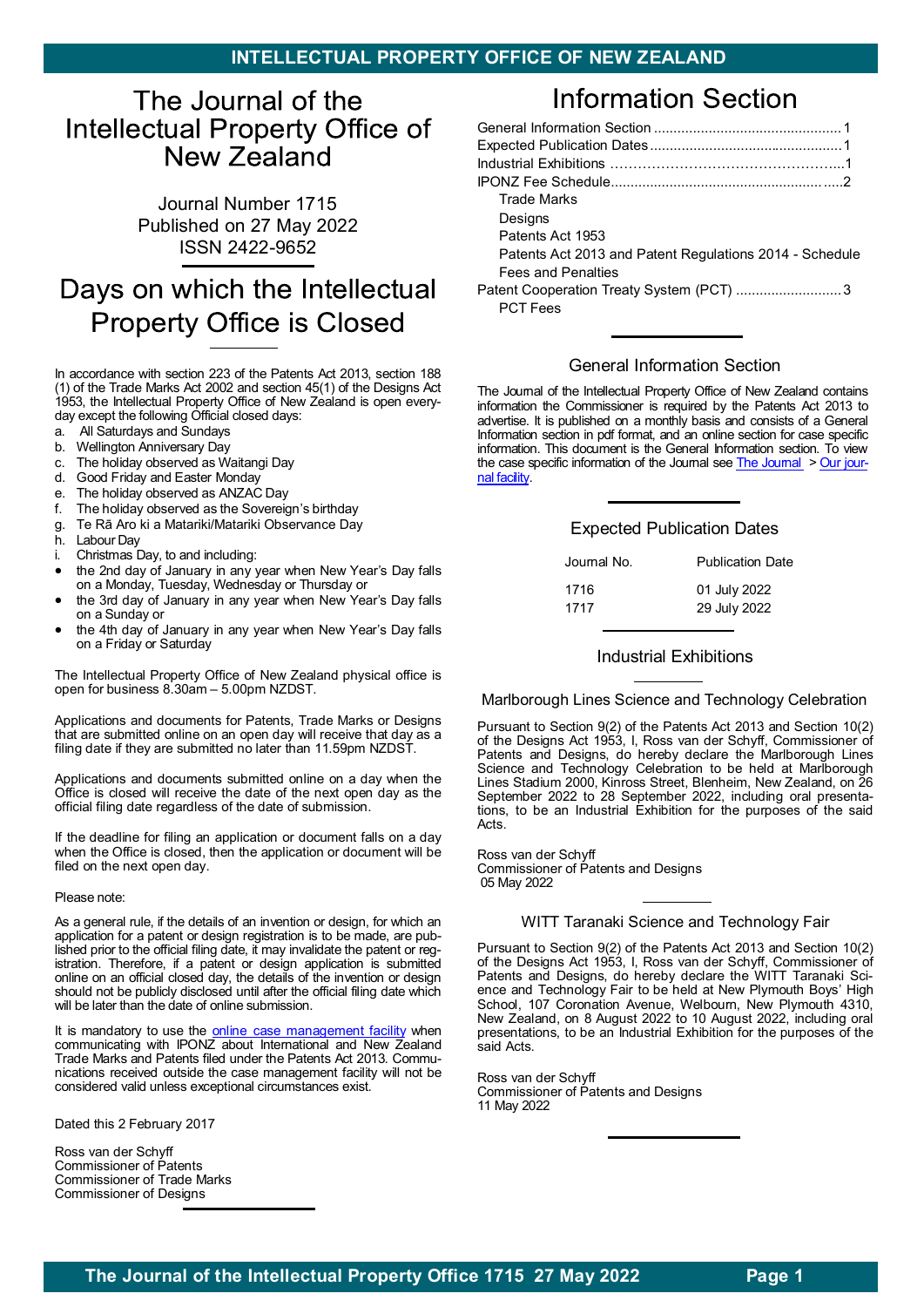# The Journal of the Intellectual Property Office of New Zealand

Journal Number 1715
Published on 27 May 2022
ISSN 2422-9652

## Days on which the Intellectual Property Office is Closed

In accordance with section 223 of the Patents Act 2013, section 188 (1) of the Trade Marks Act 2002 and section 45(1) of the Designs Act 1953, the Intellectual Property Office of New Zealand is open every-day except the following Official closed days:

a. All Saturdays and Sundays
b. Wellington Anniversary Day
c. The holiday observed as Waitangi Day
d. Good Friday and Easter Monday
e. The holiday observed as ANZAC Day
f. The holiday observed as the Sovereign's birthday
g. Te Rā Aro ki a Matariki/Matariki Observance Day
h. Labour Day
i. Christmas Day, to and including:

- the 2nd day of January in any year when New Year's Day falls on a Monday, Tuesday, Wednesday or Thursday or
- the 3rd day of January in any year when New Year's Day falls on a Sunday or
- the 4th day of January in any year when New Year's Day falls on a Friday or Saturday

The Intellectual Property Office of New Zealand physical office is open for business 8.30am – 5.00pm NZDST.

Applications and documents for Patents, Trade Marks or Designs that are submitted online on an open day will receive that day as a filing date if they are submitted no later than 11.59pm NZDST.

Applications and documents submitted online on a day when the Office is closed will receive the date of the next open day as the official filing date regardless of the date of submission.

If the deadline for filing an application or document falls on a day when the Office is closed, then the application or document will be filed on the next open day.

Please note:

As a general rule, if the details of an invention or design, for which an application for a patent or design registration is to be made, are published prior to the official filing date, it may invalidate the patent or registration. Therefore, if a patent or design application is submitted online on an official closed day, the details of the invention or design should not be publicly disclosed until after the official filing date which will be later than the date of online submission.

It is mandatory to use the online case management facility when communicating with IPONZ about International and New Zealand Trade Marks and Patents filed under the Patents Act 2013. Communications received outside the case management facility will not be considered valid unless exceptional circumstances exist.

Dated this 2 February 2017

Ross van der Schyff
Commissioner of Patents
Commissioner of Trade Marks
Commissioner of Designs

# Information Section

General Information Section ................................................ 1
Expected Publication Dates ................................................ 1
Industrial Exhibitions ................................................ 1
IPONZ Fee Schedule ................................................ 2
- Trade Marks
- Designs
- Patents Act 1953
- Patents Act 2013 and Patent Regulations 2014 - Schedule Fees and Penalties

Patent Cooperation Treaty System (PCT) .......................... 3
- PCT Fees

## General Information Section

The Journal of the Intellectual Property Office of New Zealand contains information the Commissioner is required by the Patents Act 2013 to advertise. It is published on a monthly basis and consists of a General Information section in pdf format, and an online section for case specific information. This document is the General Information section. To view the case specific information of the Journal see The Journal > Our journal facility.

## Expected Publication Dates

| Journal No. | Publication Date |
|---|---|
| 1716 | 01 July 2022 |
| 1717 | 29 July 2022 |

## Industrial Exhibitions

### Marlborough Lines Science and Technology Celebration

Pursuant to Section 9(2) of the Patents Act 2013 and Section 10(2) of the Designs Act 1953, I, Ross van der Schyff, Commissioner of Patents and Designs, do hereby declare the Marlborough Lines Science and Technology Celebration to be held at Marlborough Lines Stadium 2000, Kinross Street, Blenheim, New Zealand, on 26 September 2022 to 28 September 2022, including oral presentations, to be an Industrial Exhibition for the purposes of the said Acts.

Ross van der Schyff
Commissioner of Patents and Designs
05 May 2022

### WITT Taranaki Science and Technology Fair

Pursuant to Section 9(2) of the Patents Act 2013 and Section 10(2) of the Designs Act 1953, I, Ross van der Schyff, Commissioner of Patents and Designs, do hereby declare the WITT Taranaki Science and Technology Fair to be held at New Plymouth Boys' High School, 107 Coronation Avenue, Welbourn, New Plymouth 4310, New Zealand, on 8 August 2022 to 10 August 2022, including oral presentations, to be an Industrial Exhibition for the purposes of the said Acts.

Ross van der Schyff
Commissioner of Patents and Designs
11 May 2022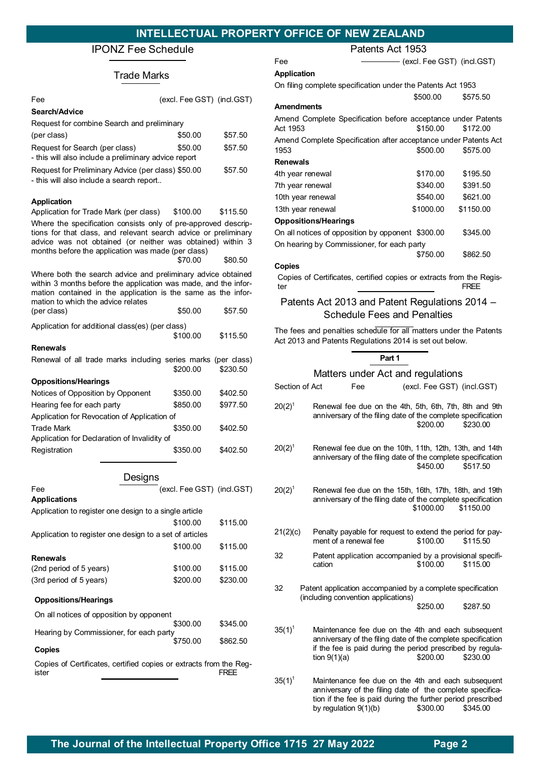# INTELLECTUAL PROPERTY OFFICE OF NEW ZEALAND

## IPONZ Fee Schedule

### Trade Marks

| Fee | (excl. Fee GST) | (incl.GST) |
|---|---|---|
| **Search/Advice** | | |
| Request for combine Search and preliminary (per class) | $50.00 | $57.50 |
| Request for Search (per class) - this will also include a preliminary advice report | $50.00 | $57.50 |
| Request for Preliminary Advice (per class) - this will also include a search report.. | $50.00 | $57.50 |
| **Application** | | |
| Application for Trade Mark (per class) | $100.00 | $115.50 |
| Where the specification consists only of pre-approved descriptions for that class, and relevant search advice or preliminary advice was not obtained (or neither was obtained) within 3 months before the application was made (per class) | $70.00 | $80.50 |
| Where both the search advice and preliminary advice obtained within 3 months before the application was made, and the information contained in the application is the same as the information to which the advice relates (per class) | $50.00 | $57.50 |
| Application for additional class(es) (per class) | $100.00 | $115.50 |
| **Renewals** | | |
| Renewal of all trade marks including series marks (per class) | $200.00 | $230.50 |
| **Oppositions/Hearings** | | |
| Notices of Opposition by Opponent | $350.00 | $402.50 |
| Hearing fee for each party | $850.00 | $977.50 |
| Application for Revocation of Application of Trade Mark | $350.00 | $402.50 |
| Application for Declaration of Invalidity of Registration | $350.00 | $402.50 |

### Designs

| Fee | (excl. Fee GST) | (incl.GST) |
|---|---|---|
| **Applications** | | |
| Application to register one design to a single article | $100.00 | $115.00 |
| Application to register one design to a set of articles | $100.00 | $115.00 |
| **Renewals** | | |
| (2nd period of 5 years) | $100.00 | $115.00 |
| (3rd period of 5 years) | $200.00 | $230.00 |
| **Oppositions/Hearings** | | |
| On all notices of opposition by opponent | $300.00 | $345.00 |
| Hearing by Commissioner, for each party | $750.00 | $862.50 |
| **Copies** | | |
| Copies of Certificates, certified copies or extracts from the Register | | FREE |

### Patents Act 1953

| Fee | (excl. Fee GST) | (incl.GST) |
|---|---|---|
| **Application** | | |
| On filing complete specification under the Patents Act 1953 | $500.00 | $575.50 |
| **Amendments** | | |
| Amend Complete Specification before acceptance under Patents Act 1953 | $150.00 | $172.00 |
| Amend Complete Specification after acceptance under Patents Act 1953 | $500.00 | $575.00 |
| **Renewals** | | |
| 4th year renewal | $170.00 | $195.50 |
| 7th year renewal | $340.00 | $391.50 |
| 10th year renewal | $540.00 | $621.00 |
| 13th year renewal | $1000.00 | $1150.00 |
| **Oppositions/Hearings** | | |
| On all notices of opposition by opponent | $300.00 | $345.00 |
| On hearing by Commissioner, for each party | $750.00 | $862.50 |
| **Copies** | | |
| Copies of Certificates, certified copies or extracts from the Register | | FREE |

### Patents Act 2013 and Patent Regulations 2014 – Schedule Fees and Penalties

The fees and penalties schedule for all matters under the Patents Act 2013 and Patents Regulations 2014 is set out below.

**Part 1**

#### Matters under Act and regulations

| Section of Act | Fee | (excl. Fee GST) | (incl.GST) |
|---|---|---|---|
| 20(2)[1] | Renewal fee due on the 4th, 5th, 6th, 7th, 8th and 9th anniversary of the filing date of the complete specification | $200.00 | $230.00 |
| 20(2)[1] | Renewal fee due on the 10th, 11th, 12th, 13th, and 14th anniversary of the filing date of the complete specification | $450.00 | $517.50 |
| 20(2)[1] | Renewal fee due on the 15th, 16th, 17th, 18th, and 19th anniversary of the filing date of the complete specification | $1000.00 | $1150.00 |
| 21(2)(c) | Penalty payable for request to extend the period for payment of a renewal fee | $100.00 | $115.50 |
| 32 | Patent application accompanied by a provisional specification | $100.00 | $115.00 |
| 32 | Patent application accompanied by a complete specification (including convention applications) | $250.00 | $287.50 |
| 35(1)[1] | Maintenance fee due on the 4th and each subsequent anniversary of the filing date of the complete specification if the fee is paid during the period prescribed by regulation 9(1)(a) | $200.00 | $230.00 |
| 35(1)[1] | Maintenance fee due on the 4th and each subsequent anniversary of the filing date of the complete specification if the fee is paid during the further period prescribed by regulation 9(1)(b) | $300.00 | $345.00 |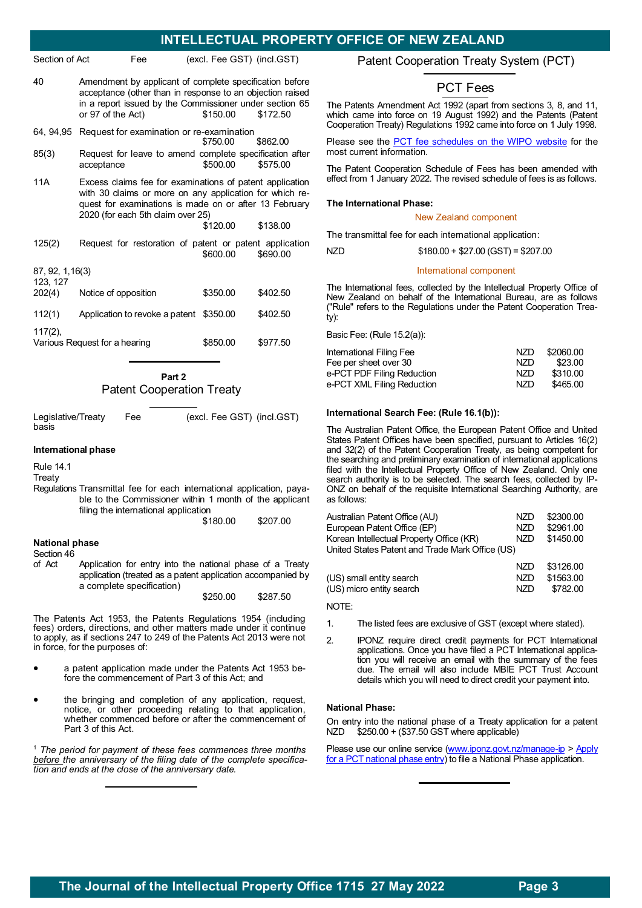| Section of Act | Fee | (excl. Fee GST) | (incl.GST) |
|---|---|---|---|
| 40 | Amendment by applicant of complete specification before acceptance (other than in response to an objection raised in a report issued by the Commissioner under section 65 or 97 of the Act) | $150.00 | $172.50 |
| 64, 94,95 | Request for examination or re-examination | $750.00 | $862.00 |
| 85(3) | Request for leave to amend complete specification after acceptance | $500.00 | $575.00 |
| 11A | Excess claims fee for examinations of patent application with 30 claims or more on any application for which request for examinations is made on or after 13 February 2020 (for each 5th claim over 25) | $120.00 | $138.00 |
| 125(2) | Request for restoration of patent or patent application | $600.00 | $690.00 |
| 87, 92, 1,16(3) 123, 127 202(4) | Notice of opposition | $350.00 | $402.50 |
| 112(1) | Application to revoke a patent | $350.00 | $402.50 |
| 117(2), Various | Request for a hearing | $850.00 | $977.50 |

## Part 2
## Patent Cooperation Treaty

| Legislative/Treaty basis | Fee | (excl. Fee GST) | (incl.GST) |
|---|---|---|---|

**International phase**

| | | | |
|---|---|---|---|
| Rule 14.1 Treaty Regulations | Transmittal fee for each international application, payable to the Commissioner within 1 month of the applicant filing the international application | $180.00 | $207.00 |

**National phase**

| | | | |
|---|---|---|---|
| Section 46 of Act | Application for entry into the national phase of a Treaty application (treated as a patent application accompanied by a complete specification) | $250.00 | $287.50 |

The Patents Act 1953, the Patents Regulations 1954 (including fees) orders, directions, and other matters made under it continue to apply, as if sections 247 to 249 of the Patents Act 2013 were not in force, for the purposes of:

- a patent application made under the Patents Act 1953 before the commencement of Part 3 of this Act; and
- the bringing and completion of any application, request, notice, or other proceeding relating to that application, whether commenced before or after the commencement of Part 3 of this Act.

[1] *The period for payment of these fees commences three months* *__before__* *the anniversary of the filing date of the complete specification and ends at the close of the anniversary date.*

## Patent Cooperation Treaty System (PCT)

### PCT Fees

The Patents Amendment Act 1992 (apart from sections 3, 8, and 11, which came into force on 19 August 1992) and the Patents (Patent Cooperation Treaty) Regulations 1992 came into force on 1 July 1998.

Please see the [PCT fee schedules on the WIPO website] for the most current information.

The Patent Cooperation Schedule of Fees has been amended with effect from 1 January 2022. The revised schedule of fees is as follows.

**The International Phase:**

New Zealand component

The transmittal fee for each international application:

NZD $180.00 + $27.00 (GST) = $207.00

International component

The International fees, collected by the Intellectual Property Office of New Zealand on behalf of the International Bureau, are as follows ("Rule" refers to the Regulations under the Patent Cooperation Treaty):

Basic Fee: (Rule 15.2(a)):

| | | |
|---|---|---|
| International Filing Fee | NZD | $2060.00 |
| Fee per sheet over 30 | NZD | $23.00 |
| e-PCT PDF Filing Reduction | NZD | $310.00 |
| e-PCT XML Filing Reduction | NZD | $465.00 |

**International Search Fee: (Rule 16.1(b)):**

The Australian Patent Office, the European Patent Office and United States Patent Offices have been specified, pursuant to Articles 16(2) and 32(2) of the Patent Cooperation Treaty, as being competent for the searching and preliminary examination of international applications filed with the Intellectual Property Office of New Zealand. Only one search authority is to be selected. The search fees, collected by IPONZ on behalf of the requisite International Searching Authority, are as follows:

| | | |
|---|---|---|
| Australian Patent Office (AU) | NZD | $2300.00 |
| European Patent Office (EP) | NZD | $2961.00 |
| Korean Intellectual Property Office (KR) | NZD | $1450.00 |
| United States Patent and Trade Mark Office (US) | NZD | $3126.00 |
| (US) small entity search | NZD | $1563.00 |
| (US) micro entity search | NZD | $782.00 |

NOTE:

1. The listed fees are exclusive of GST (except where stated).
2. IPONZ require direct credit payments for PCT International applications. Once you have filed a PCT International application you will receive an email with the summary of the fees due. The email will also include MBIE PCT Trust Account details which you will need to direct credit your payment into.

**National Phase:**

On entry into the national phase of a Treaty application for a patent NZD $250.00 + ($37.50 GST where applicable)

Please use our online service ([www.iponz.govt.nz/manage-ip] > [Apply for a PCT national phase entry]) to file a National Phase application.